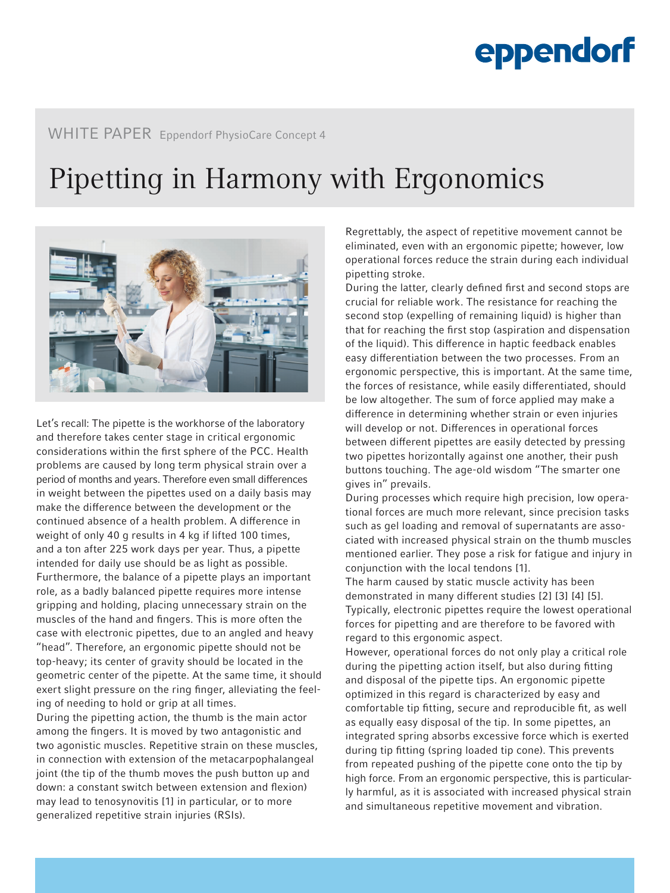# WHITE PAPER Eppendorf PhysioCare Concept 4

# Pipetting in Harmony with Ergonomics

Let's recall: The pipette is the workhorse of the laboratory and therefore takes center stage in critical ergonomic considerations within the first sphere of the PCC. Health problems are caused by long term physical strain over a period of months and years. Therefore even small differences in weight between the pipettes used on a daily basis may make the difference between the development or the continued absence of a health problem. A difference in weight of only 40 g results in 4 kg if lifted 100 times, and a ton after 225 work days per year. Thus, a pipette intended for daily use should be as light as possible. Furthermore, the balance of a pipette plays an important role, as a badly balanced pipette requires more intense gripping and holding, placing unnecessary strain on the muscles of the hand and fingers. This is more often the case with electronic pipettes, due to an angled and heavy "head". Therefore, an ergonomic pipette should not be top-heavy; its center of gravity should be located in the geometric center of the pipette. At the same time, it should exert slight pressure on the ring finger, alleviating the feeling of needing to hold or grip at all times.

During the pipetting action, the thumb is the main actor among the fingers. It is moved by two antagonistic and two agonistic muscles. Repetitive strain on these muscles, in connection with extension of the metacarpophalangeal joint (the tip of the thumb moves the push button up and down: a constant switch between extension and flexion) may lead to tenosynovitis [1] in particular, or to more generalized repetitive strain injuries (RSIs).

Regrettably, the aspect of repetitive movement cannot be eliminated, even with an ergonomic pipette; however, low operational forces reduce the strain during each individual pipetting stroke.

During the latter, clearly defined first and second stops are crucial for reliable work. The resistance for reaching the second stop (expelling of remaining liquid) is higher than that for reaching the first stop (aspiration and dispensation of the liquid). This difference in haptic feedback enables easy differentiation between the two processes. From an ergonomic perspective, this is important. At the same time, the forces of resistance, while easily differentiated, should be low altogether. The sum of force applied may make a difference in determining whether strain or even injuries will develop or not. Differences in operational forces between different pipettes are easily detected by pressing two pipettes horizontally against one another, their push buttons touching. The age-old wisdom "The smarter one gives in" prevails.

During processes which require high precision, low operational forces are much more relevant, since precision tasks such as gel loading and removal of supernatants are associated with increased physical strain on the thumb muscles mentioned earlier. They pose a risk for fatigue and injury in conjunction with the local tendons [1].

The harm caused by static muscle activity has been demonstrated in many different studies [2] [3] [4] [5]. Typically, electronic pipettes require the lowest operational forces for pipetting and are therefore to be favored with regard to this ergonomic aspect.

However, operational forces do not only play a critical role during the pipetting action itself, but also during fitting and disposal of the pipette tips. An ergonomic pipette optimized in this regard is characterized by easy and comfortable tip fitting, secure and reproducible fit, as well as equally easy disposal of the tip. In some pipettes, an integrated spring absorbs excessive force which is exerted during tip fitting (spring loaded tip cone). This prevents from repeated pushing of the pipette cone onto the tip by high force. From an ergonomic perspective, this is particularly harmful, as it is associated with increased physical strain and simultaneous repetitive movement and vibration.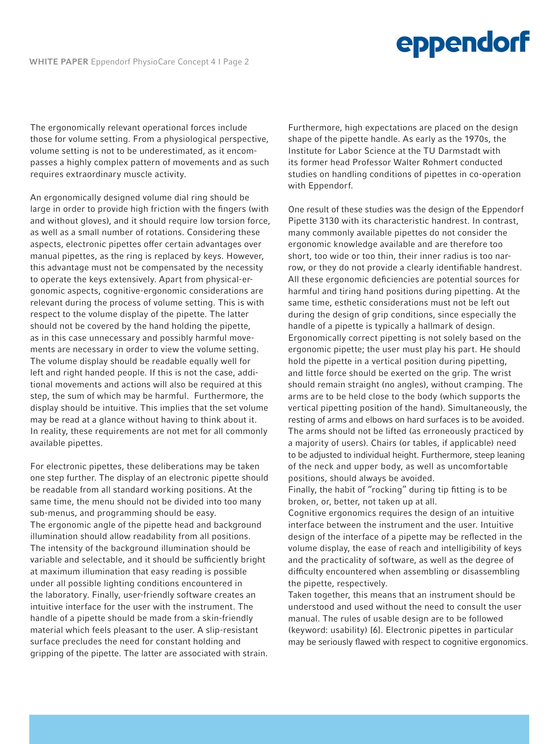The ergonomically relevant operational forces include those for volume setting. From a physiological perspective, volume setting is not to be underestimated, as it encompasses a highly complex pattern of movements and as such requires extraordinary muscle activity.

An ergonomically designed volume dial ring should be large in order to provide high friction with the fingers (with and without gloves), and it should require low torsion force, as well as a small number of rotations. Considering these aspects, electronic pipettes offer certain advantages over manual pipettes, as the ring is replaced by keys. However, this advantage must not be compensated by the necessity to operate the keys extensively. Apart from physical-ergonomic aspects, cognitive-ergonomic considerations are relevant during the process of volume setting. This is with respect to the volume display of the pipette. The latter should not be covered by the hand holding the pipette, as in this case unnecessary and possibly harmful movements are necessary in order to view the volume setting. The volume display should be readable equally well for left and right handed people. If this is not the case, additional movements and actions will also be required at this step, the sum of which may be harmful. Furthermore, the display should be intuitive. This implies that the set volume may be read at a glance without having to think about it. In reality, these requirements are not met for all commonly available pipettes.

For electronic pipettes, these deliberations may be taken one step further. The display of an electronic pipette should be readable from all standard working positions. At the same time, the menu should not be divided into too many sub-menus, and programming should be easy.
The ergonomic angle of the pipette head and background illumination should allow readability from all positions. The intensity of the background illumination should be variable and selectable, and it should be sufficiently bright at maximum illumination that easy reading is possible under all possible lighting conditions encountered in the laboratory. Finally, user-friendly software creates an intuitive interface for the user with the instrument. The handle of a pipette should be made from a skin-friendly material which feels pleasant to the user. A slip-resistant surface precludes the need for constant holding and gripping of the pipette. The latter are associated with strain.

Furthermore, high expectations are placed on the design shape of the pipette handle. As early as the 1970s, the Institute for Labor Science at the TU Darmstadt with its former head Professor Walter Rohmert conducted studies on handling conditions of pipettes in co-operation with Eppendorf.

One result of these studies was the design of the Eppendorf Pipette 3130 with its characteristic handrest. In contrast, many commonly available pipettes do not consider the ergonomic knowledge available and are therefore too short, too wide or too thin, their inner radius is too narrow, or they do not provide a clearly identifiable handrest. All these ergonomic deficiencies are potential sources for harmful and tiring hand positions during pipetting. At the same time, esthetic considerations must not be left out during the design of grip conditions, since especially the handle of a pipette is typically a hallmark of design.
Ergonomically correct pipetting is not solely based on the ergonomic pipette; the user must play his part. He should hold the pipette in a vertical position during pipetting, and little force should be exerted on the grip. The wrist should remain straight (no angles), without cramping. The arms are to be held close to the body (which supports the vertical pipetting position of the hand). Simultaneously, the resting of arms and elbows on hard surfaces is to be avoided. The arms should not be lifted (as erroneously practiced by a majority of users). Chairs (or tables, if applicable) need to be adjusted to individual height. Furthermore, steep leaning of the neck and upper body, as well as uncomfortable positions, should always be avoided.
Finally, the habit of "rocking" during tip fitting is to be broken, or, better, not taken up at all.
Cognitive ergonomics requires the design of an intuitive interface between the instrument and the user. Intuitive design of the interface of a pipette may be reflected in the volume display, the ease of reach and intelligibility of keys and the practicality of software, as well as the degree of difficulty encountered when assembling or disassembling the pipette, respectively.
Taken together, this means that an instrument should be understood and used without the need to consult the user manual. The rules of usable design are to be followed (keyword: usability) [6]. Electronic pipettes in particular may be seriously flawed with respect to cognitive ergonomics.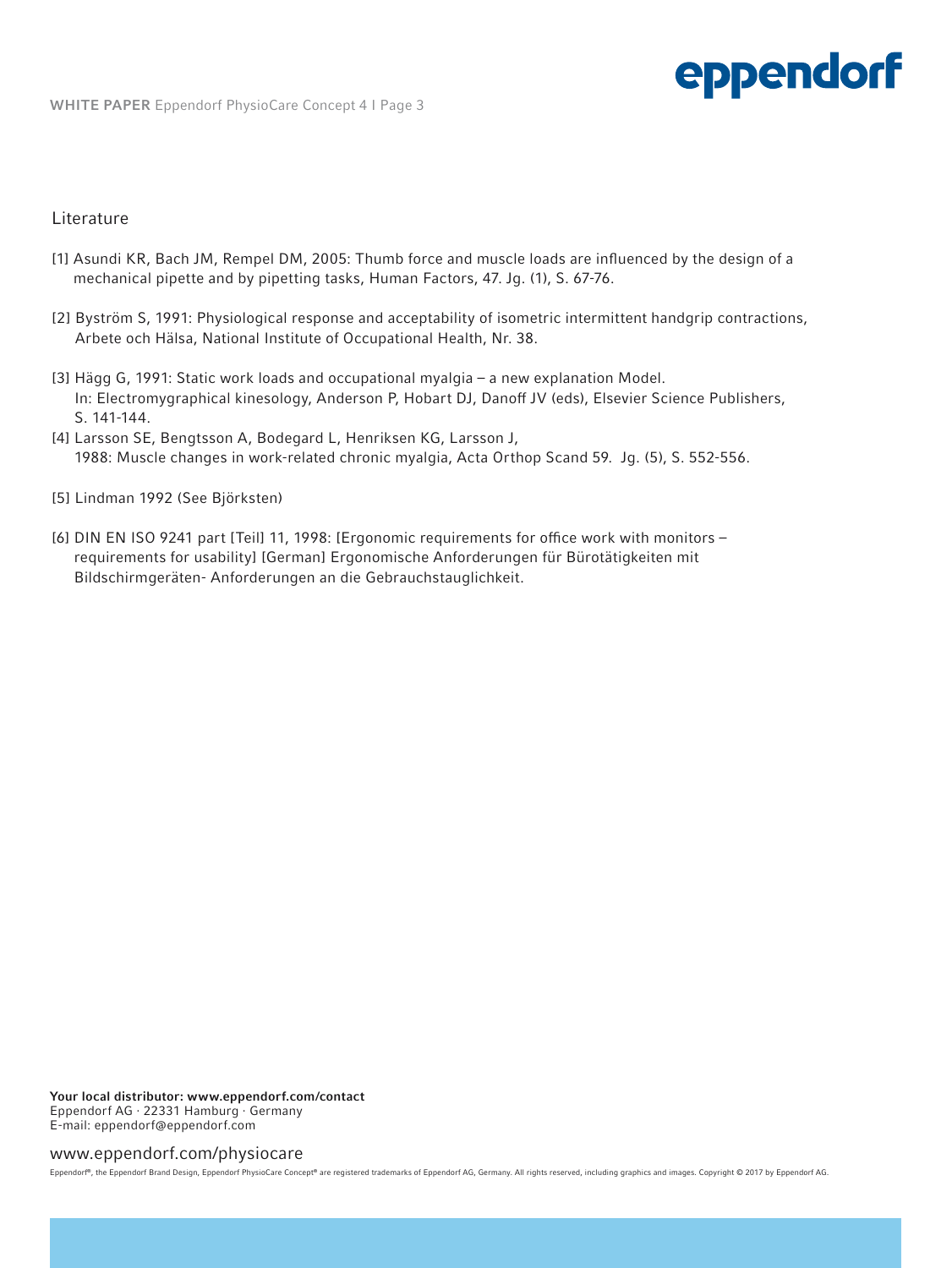## Literature

[1] Asundi KR, Bach JM, Rempel DM, 2005: Thumb force and muscle loads are influenced by the design of a mechanical pipette and by pipetting tasks, Human Factors, 47. Jg. (1), S. 67-76.

[2] Byström S, 1991: Physiological response and acceptability of isometric intermittent handgrip contractions, Arbete och Hälsa, National Institute of Occupational Health, Nr. 38.

[3] Hägg G, 1991: Static work loads and occupational myalgia – a new explanation Model. In: Electromygraphical kinesology, Anderson P, Hobart DJ, Danoff JV (eds), Elsevier Science Publishers, S. 141-144.

[4] Larsson SE, Bengtsson A, Bodegard L, Henriksen KG, Larsson J, 1988: Muscle changes in work-related chronic myalgia, Acta Orthop Scand 59. Jg. (5), S. 552-556.

[5] Lindman 1992 (See Björksten)

[6] DIN EN ISO 9241 part [Teil] 11, 1998: [Ergonomic requirements for office work with monitors – requirements for usability] [German] Ergonomische Anforderungen für Bürotätigkeiten mit Bildschirmgeräten- Anforderungen an die Gebrauchstauglichkeit.

**Your local distributor: www.eppendorf.com/contact**
Eppendorf AG · 22331 Hamburg · Germany
E-mail: eppendorf@eppendorf.com

www.eppendorf.com/physiocare

Eppendorf®, the Eppendorf Brand Design, Eppendorf PhysioCare Concept® are registered trademarks of Eppendorf AG, Germany. All rights reserved, including graphics and images. Copyright © 2017 by Eppendorf AG.